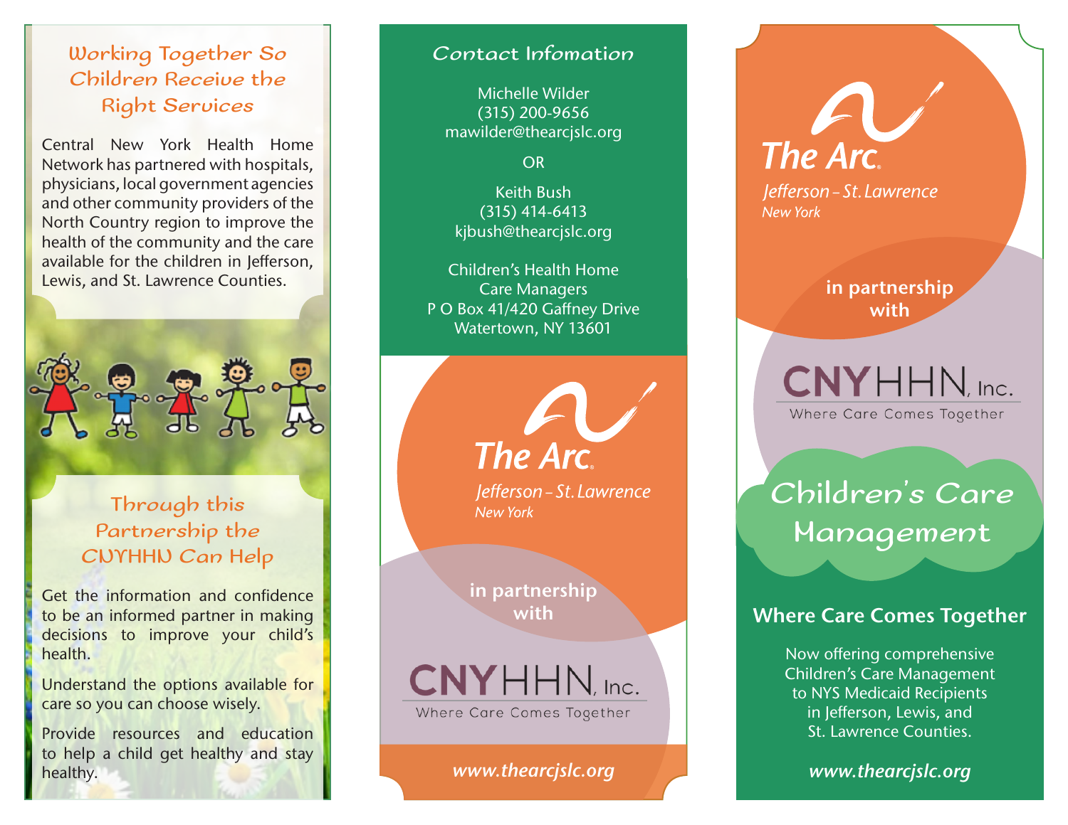## Working Together So Children Receive the Right Services

Central New York Health Home Network has partnered with hospitals, physicians, local government agencies and other community providers of the North Country region to improve the health of the community and the care available for the children in Jefferson, Lewis, and St. Lawrence Counties.

## Through this Partnership the CNYHHN Can Help

Get the information and confidence to be an informed partner in making decisions to improve your child's health.

Understand the options available for care so you can choose wisely.

Provide resources and education to help a child get healthy and stay healthy.

## Contact Infomation

Michelle Wilder
(315) 200-9656
mawilder@thearcjslc.org

OR

Keith Bush
(315) 414-6413
kjbush@thearcjslc.org

Children's Health Home Care Managers
P O Box 41/420 Gaffney Drive
Watertown, NY 13601

**The Arc.**
*Jefferson – St. Lawrence*
*New York*

**in partnership with**

CNYHHN, Inc.
Where Care Comes Together

***www.thearcjslc.org***

**The Arc.**
*Jefferson – St. Lawrence*
*New York*

**in partnership with**

CNYHHN, Inc.
Where Care Comes Together

# Children's Care Management

## Where Care Comes Together

Now offering comprehensive Children's Care Management to NYS Medicaid Recipients in Jefferson, Lewis, and St. Lawrence Counties.

***www.thearcjslc.org***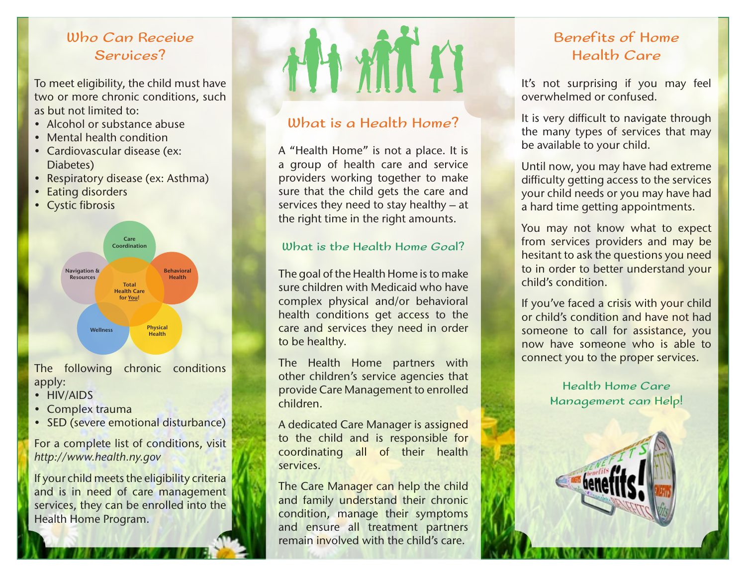## Who Can Receive Services?

To meet eligibility, the child must have two or more chronic conditions, such as but not limited to:

- Alcohol or substance abuse
- Mental health condition
- Cardiovascular disease (ex: Diabetes)
- Respiratory disease (ex: Asthma)
- Eating disorders
- Cystic fibrosis

Care Coordination

Behavioral Health

Physical Health

Wellness

Navigation & Resources

Total Health Care for You!

The following chronic conditions apply:

- HIV/AIDS
- Complex trauma
- SED (severe emotional disturbance)

For a complete list of conditions, visit *http://www.health.ny.gov*

If your child meets the eligibility criteria and is in need of care management services, they can be enrolled into the Health Home Program.

## What is a Health Home?

A "Health Home" is not a place. It is a group of health care and service providers working together to make sure that the child gets the care and services they need to stay healthy – at the right time in the right amounts.

### What is the Health Home Goal?

The goal of the Health Home is to make sure children with Medicaid who have complex physical and/or behavioral health conditions get access to the care and services they need in order to be healthy.

The Health Home partners with other children's service agencies that provide Care Management to enrolled children.

A dedicated Care Manager is assigned to the child and is responsible for coordinating all of their health services.

The Care Manager can help the child and family understand their chronic condition, manage their symptoms and ensure all treatment partners remain involved with the child's care.

## Benefits of Home Health Care

It's not surprising if you may feel overwhelmed or confused.

It is very difficult to navigate through the many types of services that may be available to your child.

Until now, you may have had extreme difficulty getting access to the services your child needs or you may have had a hard time getting appointments.

You may not know what to expect from services providers and may be hesitant to ask the questions you need to in order to better understand your child's condition.

If you've faced a crisis with your child or child's condition and have not had someone to call for assistance, you now have someone who is able to connect you to the proper services.

### Health Home Care Management can Help!